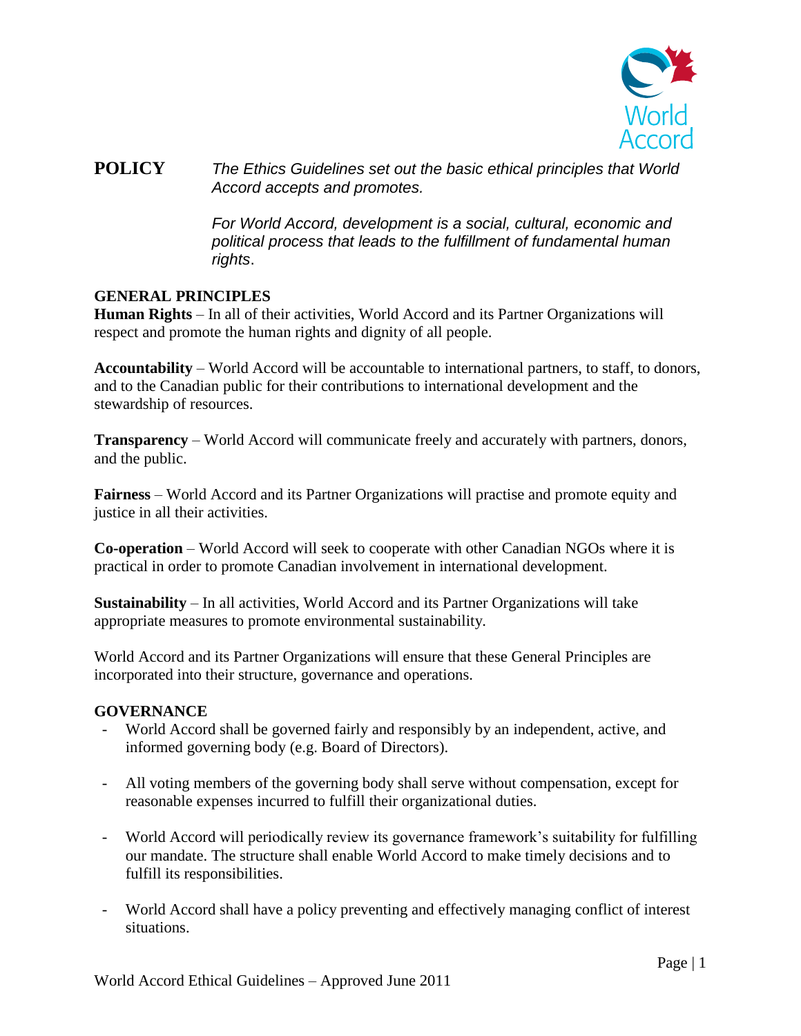**POLICY** *The Ethics Guidelines set out the basic ethical principles that World Accord accepts and promotes.*

*For World Accord, development is a social, cultural, economic and political process that leads to the fulfillment of fundamental human rights*.

## GENERAL PRINCIPLES

**Human Rights** – In all of their activities, World Accord and its Partner Organizations will respect and promote the human rights and dignity of all people.

**Accountability** – World Accord will be accountable to international partners, to staff, to donors, and to the Canadian public for their contributions to international development and the stewardship of resources.

**Transparency** – World Accord will communicate freely and accurately with partners, donors, and the public.

**Fairness** – World Accord and its Partner Organizations will practise and promote equity and justice in all their activities.

**Co-operation** – World Accord will seek to cooperate with other Canadian NGOs where it is practical in order to promote Canadian involvement in international development.

**Sustainability** – In all activities, World Accord and its Partner Organizations will take appropriate measures to promote environmental sustainability.

World Accord and its Partner Organizations will ensure that these General Principles are incorporated into their structure, governance and operations.

## GOVERNANCE

- World Accord shall be governed fairly and responsibly by an independent, active, and informed governing body (e.g. Board of Directors).
- All voting members of the governing body shall serve without compensation, except for reasonable expenses incurred to fulfill their organizational duties.
- World Accord will periodically review its governance framework's suitability for fulfilling our mandate. The structure shall enable World Accord to make timely decisions and to fulfill its responsibilities.
- World Accord shall have a policy preventing and effectively managing conflict of interest situations.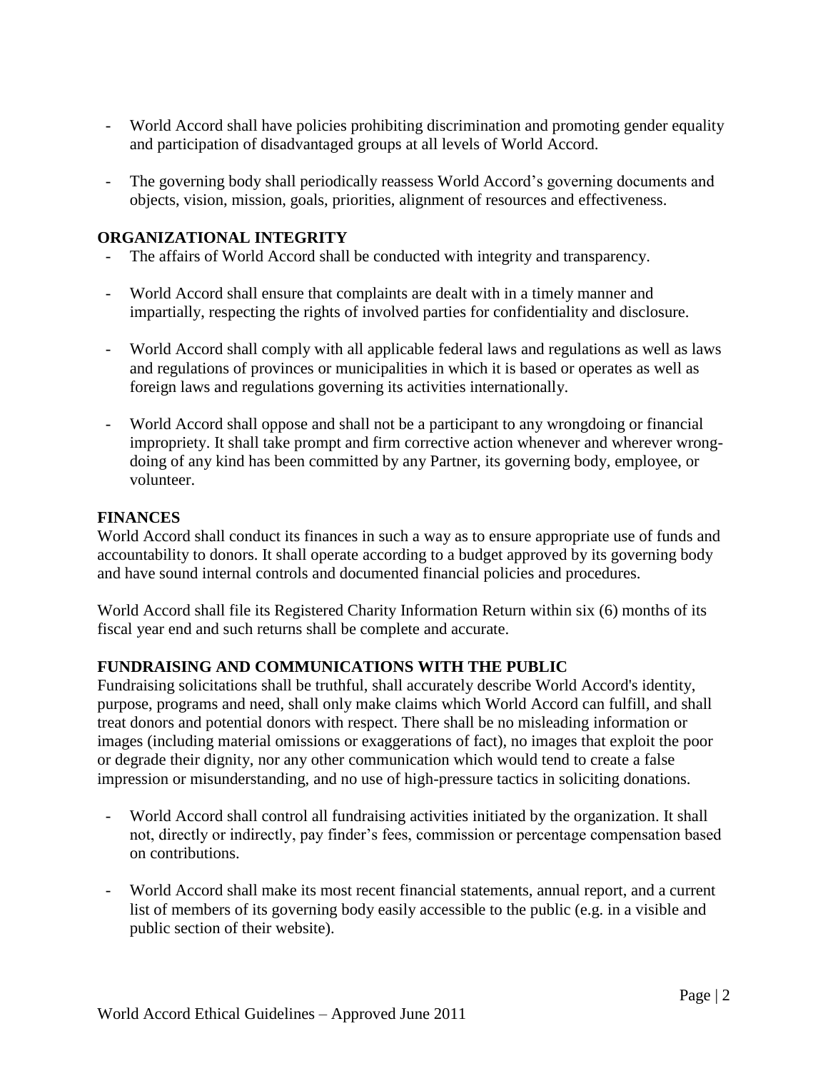- World Accord shall have policies prohibiting discrimination and promoting gender equality and participation of disadvantaged groups at all levels of World Accord.

- The governing body shall periodically reassess World Accord's governing documents and objects, vision, mission, goals, priorities, alignment of resources and effectiveness.

## ORGANIZATIONAL INTEGRITY

- The affairs of World Accord shall be conducted with integrity and transparency.

- World Accord shall ensure that complaints are dealt with in a timely manner and impartially, respecting the rights of involved parties for confidentiality and disclosure.

- World Accord shall comply with all applicable federal laws and regulations as well as laws and regulations of provinces or municipalities in which it is based or operates as well as foreign laws and regulations governing its activities internationally.

- World Accord shall oppose and shall not be a participant to any wrongdoing or financial impropriety. It shall take prompt and firm corrective action whenever and wherever wrong-doing of any kind has been committed by any Partner, its governing body, employee, or volunteer.

## FINANCES

World Accord shall conduct its finances in such a way as to ensure appropriate use of funds and accountability to donors. It shall operate according to a budget approved by its governing body and have sound internal controls and documented financial policies and procedures.

World Accord shall file its Registered Charity Information Return within six (6) months of its fiscal year end and such returns shall be complete and accurate.

## FUNDRAISING AND COMMUNICATIONS WITH THE PUBLIC

Fundraising solicitations shall be truthful, shall accurately describe World Accord's identity, purpose, programs and need, shall only make claims which World Accord can fulfill, and shall treat donors and potential donors with respect. There shall be no misleading information or images (including material omissions or exaggerations of fact), no images that exploit the poor or degrade their dignity, nor any other communication which would tend to create a false impression or misunderstanding, and no use of high-pressure tactics in soliciting donations.

- World Accord shall control all fundraising activities initiated by the organization. It shall not, directly or indirectly, pay finder's fees, commission or percentage compensation based on contributions.

- World Accord shall make its most recent financial statements, annual report, and a current list of members of its governing body easily accessible to the public (e.g. in a visible and public section of their website).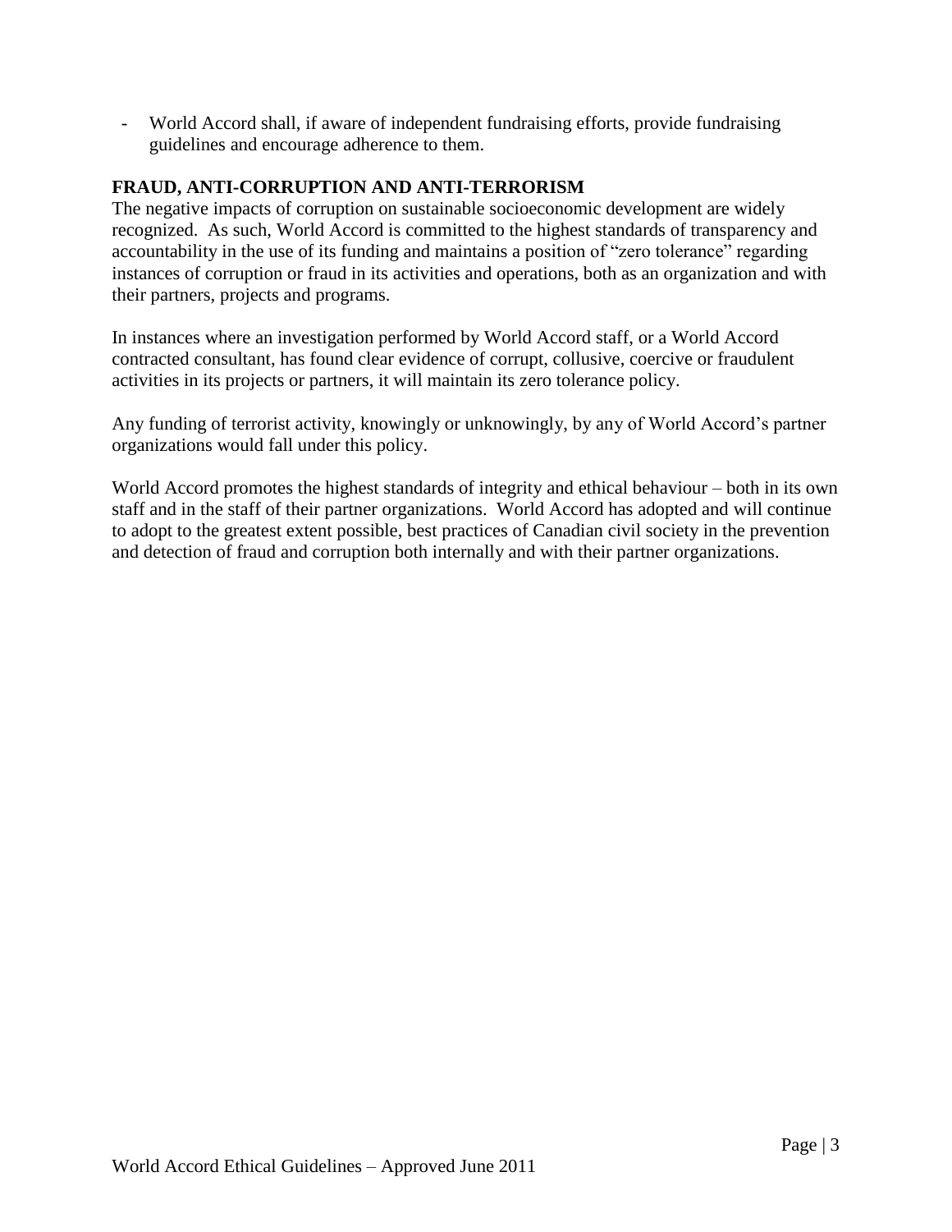- World Accord shall, if aware of independent fundraising efforts, provide fundraising guidelines and encourage adherence to them.

## FRAUD, ANTI-CORRUPTION AND ANTI-TERRORISM

The negative impacts of corruption on sustainable socioeconomic development are widely recognized. As such, World Accord is committed to the highest standards of transparency and accountability in the use of its funding and maintains a position of "zero tolerance" regarding instances of corruption or fraud in its activities and operations, both as an organization and with their partners, projects and programs.

In instances where an investigation performed by World Accord staff, or a World Accord contracted consultant, has found clear evidence of corrupt, collusive, coercive or fraudulent activities in its projects or partners, it will maintain its zero tolerance policy.

Any funding of terrorist activity, knowingly or unknowingly, by any of World Accord's partner organizations would fall under this policy.

World Accord promotes the highest standards of integrity and ethical behaviour – both in its own staff and in the staff of their partner organizations. World Accord has adopted and will continue to adopt to the greatest extent possible, best practices of Canadian civil society in the prevention and detection of fraud and corruption both internally and with their partner organizations.